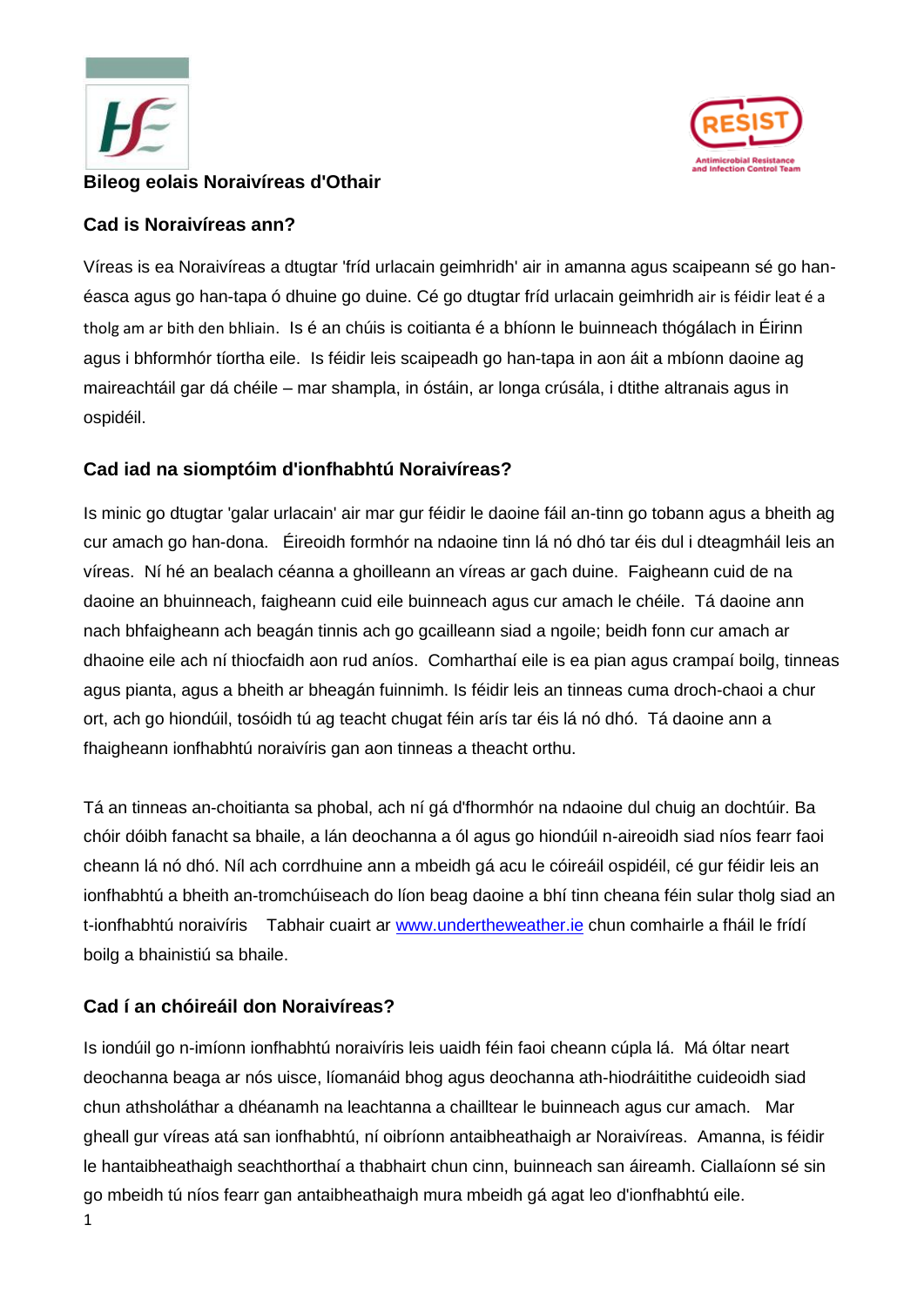## Bileog eolais Noraivíreas d'Othair

### Cad is Noraivíreas ann?

Víreas is ea Noraivíreas a dtugtar 'fríd urlacain geimhridh' air in amanna agus scaipeann sé go han-éasca agus go han-tapa ó dhuine go duine. Cé go dtugtar fríd urlacain geimhridh air is féidir leat é a tholg am ar bith den bhliain. Is é an chúis is coitianta é a bhíonn le buinneach thógálach in Éirinn agus i bhformhór tíortha eile. Is féidir leis scaipeadh go han-tapa in aon áit a mbíonn daoine ag maireachtáil gar dá chéile – mar shampla, in óstáin, ar longa crúsála, i dtithe altranais agus in ospidéil.

### Cad iad na siomptóim d'ionfhabhtú Noraivíreas?

Is minic go dtugtar 'galar urlacain' air mar gur féidir le daoine fáil an-tinn go tobann agus a bheith ag cur amach go han-dona. Éireoidh formhór na ndaoine tinn lá nó dhó tar éis dul i dteagmháil leis an víreas. Ní hé an bealach céanna a ghoilleann an víreas ar gach duine. Faigheann cuid de na daoine an bhuinneach, faigheann cuid eile buinneach agus cur amach le chéile. Tá daoine ann nach bhfaigheann ach beagán tinnis ach go gcailleann siad a ngoile; beidh fonn cur amach ar dhaoine eile ach ní thiocfaidh aon rud aníos. Comharthaí eile is ea pian agus crampaí boilg, tinneas agus pianta, agus a bheith ar bheagán fuinnimh. Is féidir leis an tinneas cuma droch-chaoi a chur ort, ach go hiondúil, tosóidh tú ag teacht chugat féin arís tar éis lá nó dhó. Tá daoine ann a fhaigheann ionfhabhtú noraivíris gan aon tinneas a theacht orthu.

Tá an tinneas an-choitianta sa phobal, ach ní gá d'fhormhór na ndaoine dul chuig an dochtúir. Ba chóir dóibh fanacht sa bhaile, a lán deochanna a ól agus go hiondúil n-aireoidh siad níos fearr faoi cheann lá nó dhó. Níl ach corrdhuine ann a mbeidh gá acu le cóireáil ospidéil, cé gur féidir leis an ionfhabhtú a bheith an-tromchúiseach do líon beag daoine a bhí tinn cheana féin sular tholg siad an t-ionfhabhtú noraivíris Tabhair cuairt ar [www.undertheweather.ie](http://www.undertheweather.ie) chun comhairle a fháil le frídí boilg a bhainistiú sa bhaile.

### Cad í an chóireáil don Noraivíreas?

Is iondúil go n-imíonn ionfhabhtú noraivíris leis uaidh féin faoi cheann cúpla lá. Má óltar neart deochanna beaga ar nós uisce, líomanáid bhog agus deochanna ath-hiodráitithe cuideoidh siad chun athsholáthar a dhéanamh na leachtanna a chailltear le buinneach agus cur amach. Mar gheall gur víreas atá san ionfhabhtú, ní oibríonn antaibheathaigh ar Noraivíreas. Amanna, is féidir le hantaibheathaigh seachthorthaí a thabhairt chun cinn, buinneach san áireamh. Ciallaíonn sé sin go mbeidh tú níos fearr gan antaibheathaigh mura mbeidh gá agat leo d'ionfhabhtú eile.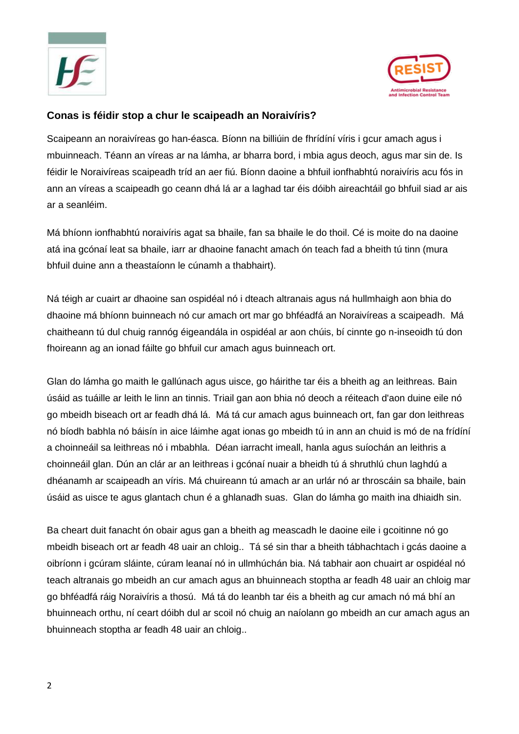## Conas is féidir stop a chur le scaipeadh an Noraivíris?

Scaipeann an noraivíreas go han-éasca. Bíonn na billiúin de fhrídíní víris i gcur amach agus i mbuinneach. Téann an víreas ar na lámha, ar bharra bord, i mbia agus deoch, agus mar sin de. Is féidir le Noraivíreas scaipeadh tríd an aer fiú. Bíonn daoine a bhfuil ionfhabhtú noraivíris acu fós in ann an víreas a scaipeadh go ceann dhá lá ar a laghad tar éis dóibh aireachtáil go bhfuil siad ar ais ar a seanléim.

Má bhíonn ionfhabhtú noraivíris agat sa bhaile, fan sa bhaile le do thoil. Cé is moite do na daoine atá ina gcónaí leat sa bhaile, iarr ar dhaoine fanacht amach ón teach fad a bheith tú tinn (mura bhfuil duine ann a theastaíonn le cúnamh a thabhairt).

Ná téigh ar cuairt ar dhaoine san ospidéal nó i dteach altranais agus ná hullmhaigh aon bhia do dhaoine má bhíonn buinneach nó cur amach ort mar go bhféadfá an Noraivíreas a scaipeadh. Má chaitheann tú dul chuig rannóg éigeandála in ospidéal ar aon chúis, bí cinnte go n-inseoidh tú don fhoireann ag an ionad fáilte go bhfuil cur amach agus buinneach ort.

Glan do lámha go maith le gallúnach agus uisce, go háirithe tar éis a bheith ag an leithreas. Bain úsáid as tuáille ar leith le linn an tinnis. Triail gan aon bhia nó deoch a réiteach d'aon duine eile nó go mbeidh biseach ort ar feadh dhá lá. Má tá cur amach agus buinneach ort, fan gar don leithreas nó bíodh babhla nó báisín in aice láimhe agat ionas go mbeidh tú in ann an chuid is mó de na frídíní a choinneáil sa leithreas nó i mbabhla. Déan iarracht imeall, hanla agus suíochán an leithris a choinneáil glan. Dún an clár ar an leithreas i gcónaí nuair a bheidh tú á shruthlú chun laghdú a dhéanamh ar scaipeadh an víris. Má chuireann tú amach ar an urlár nó ar throscáin sa bhaile, bain úsáid as uisce te agus glantach chun é a ghlanadh suas. Glan do lámha go maith ina dhiaidh sin.

Ba cheart duit fanacht ón obair agus gan a bheith ag meascadh le daoine eile i gcoitinne nó go mbeidh biseach ort ar feadh 48 uair an chloig.. Tá sé sin thar a bheith tábhachtach i gcás daoine a oibríonn i gcúram sláinte, cúram leanaí nó in ullmhúchán bia. Ná tabhair aon chuairt ar ospidéal nó teach altranais go mbeidh an cur amach agus an bhuinneach stoptha ar feadh 48 uair an chloig mar go bhféadfá ráig Noraivíris a thosú. Má tá do leanbh tar éis a bheith ag cur amach nó má bhí an bhuinneach orthu, ní ceart dóibh dul ar scoil nó chuig an naíolann go mbeidh an cur amach agus an bhuinneach stoptha ar feadh 48 uair an chloig..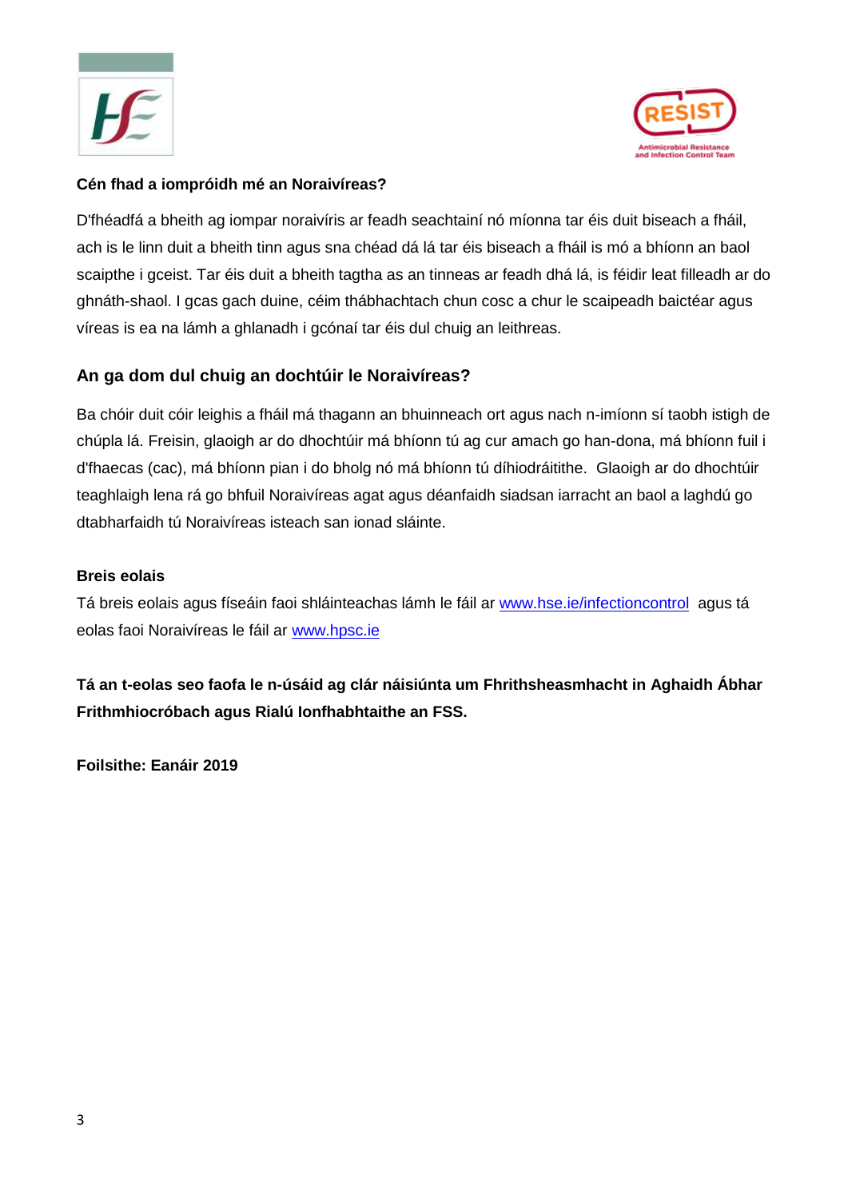**Cén fhad a iompróidh mé an Noraivíreas?**

D'fhéadfá a bheith ag iompar noraivíris ar feadh seachtainí nó míonna tar éis duit biseach a fháil, ach is le linn duit a bheith tinn agus sna chéad dá lá tar éis biseach a fháil is mó a bhíonn an baol scaipthe i gceist. Tar éis duit a bheith tagtha as an tinneas ar feadh dhá lá, is féidir leat filleadh ar do ghnáth-shaol. I gcas gach duine, céim thábhachtach chun cosc a chur le scaipeadh baictéar agus víreas is ea na lámh a ghlanadh i gcónaí tar éis dul chuig an leithreas.

## An ga dom dul chuig an dochtúir le Noraivíreas?

Ba chóir duit cóir leighis a fháil má thagann an bhuinneach ort agus nach n-imíonn sí taobh istigh de chúpla lá. Freisin, glaoigh ar do dhochtúir má bhíonn tú ag cur amach go han-dona, má bhíonn fuil i d'fhaecas (cac), má bhíonn pian i do bholg nó má bhíonn tú díhiodráitithe. Glaoigh ar do dhochtúir teaghlaigh lena rá go bhfuil Noraivíreas agat agus déanfaidh siadsan iarracht an baol a laghdú go dtabharfaidh tú Noraivíreas isteach san ionad sláinte.

**Breis eolais**

Tá breis eolais agus físeáin faoi shláinteachas lámh le fáil ar www.hse.ie/infectioncontrol agus tá eolas faoi Noraivíreas le fáil ar www.hpsc.ie

**Tá an t-eolas seo faofa le n-úsáid ag clár náisiúnta um Fhrithsheasmhacht in Aghaidh Ábhar Frithmhiocróbach agus Rialú Ionfhabhtaithe an FSS.**

**Foilsithe: Eanáir 2019**